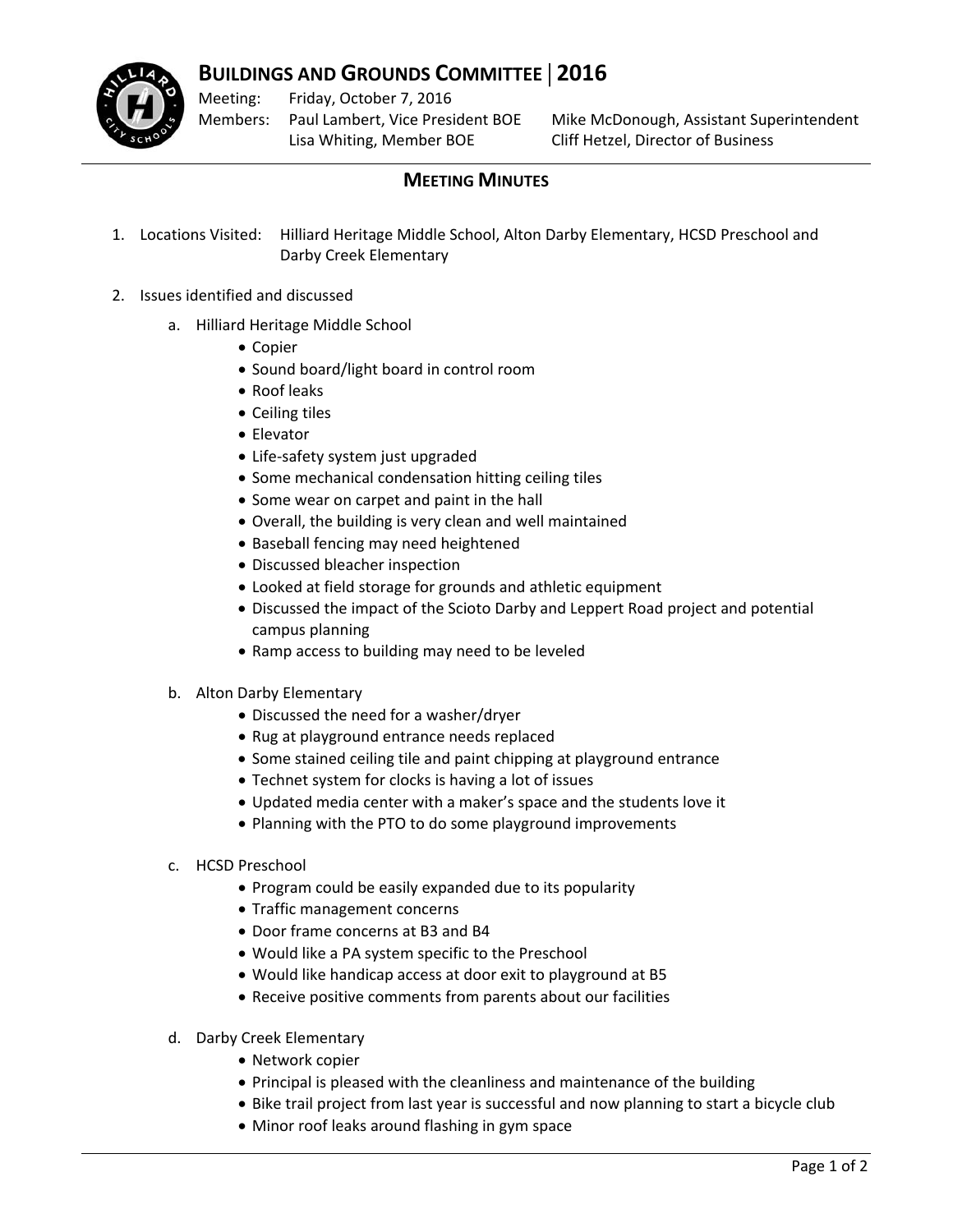# Buildings and Grounds Committee | 2016

Meeting: Friday, October 7, 2016

Members: Paul Lambert, Vice President BOE; Mike McDonough, Assistant Superintendent; Lisa Whiting, Member BOE; Cliff Hetzel, Director of Business

## Meeting Minutes

1. Locations Visited: Hilliard Heritage Middle School, Alton Darby Elementary, HCSD Preschool and Darby Creek Elementary

2. Issues identified and discussed

   a. Hilliard Heritage Middle School
      - Copier
      - Sound board/light board in control room
      - Roof leaks
      - Ceiling tiles
      - Elevator
      - Life-safety system just upgraded
      - Some mechanical condensation hitting ceiling tiles
      - Some wear on carpet and paint in the hall
      - Overall, the building is very clean and well maintained
      - Baseball fencing may need heightened
      - Discussed bleacher inspection
      - Looked at field storage for grounds and athletic equipment
      - Discussed the impact of the Scioto Darby and Leppert Road project and potential campus planning
      - Ramp access to building may need to be leveled

   b. Alton Darby Elementary
      - Discussed the need for a washer/dryer
      - Rug at playground entrance needs replaced
      - Some stained ceiling tile and paint chipping at playground entrance
      - Technet system for clocks is having a lot of issues
      - Updated media center with a maker's space and the students love it
      - Planning with the PTO to do some playground improvements

   c. HCSD Preschool
      - Program could be easily expanded due to its popularity
      - Traffic management concerns
      - Door frame concerns at B3 and B4
      - Would like a PA system specific to the Preschool
      - Would like handicap access at door exit to playground at B5
      - Receive positive comments from parents about our facilities

   d. Darby Creek Elementary
      - Network copier
      - Principal is pleased with the cleanliness and maintenance of the building
      - Bike trail project from last year is successful and now planning to start a bicycle club
      - Minor roof leaks around flashing in gym space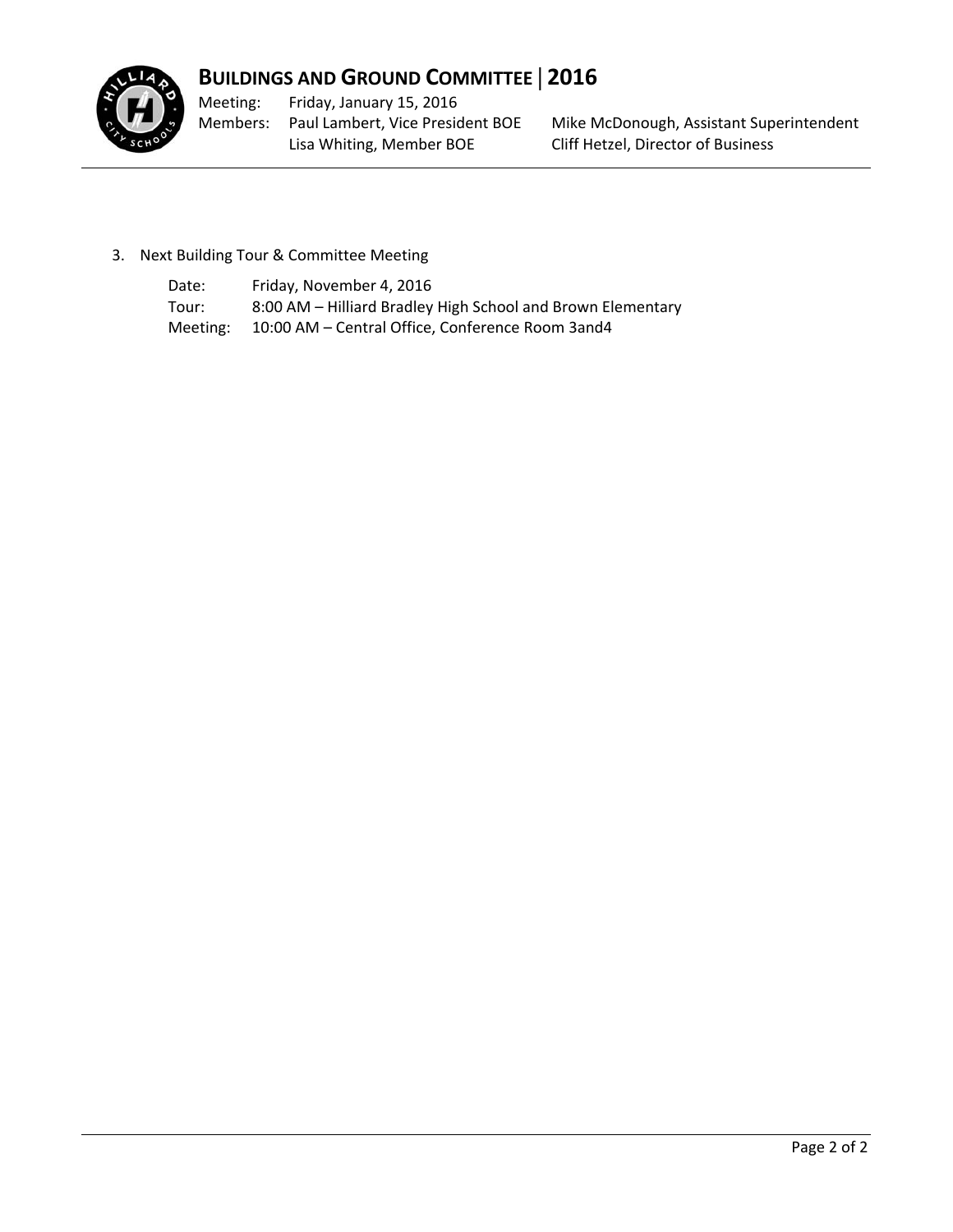# BUILDINGS AND GROUND COMMITTEE | 2016

Meeting: Friday, January 15, 2016

Members: Paul Lambert, Vice President BOE; Lisa Whiting, Member BOE; Mike McDonough, Assistant Superintendent; Cliff Hetzel, Director of Business

3. Next Building Tour & Committee Meeting

   Date: Friday, November 4, 2016

   Tour: 8:00 AM – Hilliard Bradley High School and Brown Elementary

   Meeting: 10:00 AM – Central Office, Conference Room 3and4